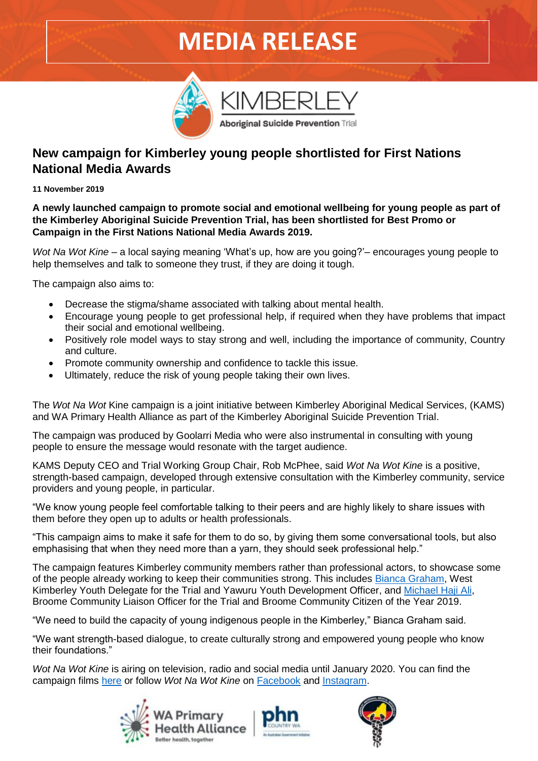# MEDIA RELEASE

KIMBERLEY
Aboriginal Suicide Prevention Trial

## New campaign for Kimberley young people shortlisted for First Nations National Media Awards

**11 November 2019**

**A newly launched campaign to promote social and emotional wellbeing for young people as part of the Kimberley Aboriginal Suicide Prevention Trial, has been shortlisted for Best Promo or Campaign in the First Nations National Media Awards 2019.**

*Wot Na Wot Kine* – a local saying meaning 'What's up, how are you going?'– encourages young people to help themselves and talk to someone they trust, if they are doing it tough.

The campaign also aims to:

- Decrease the stigma/shame associated with talking about mental health.
- Encourage young people to get professional help, if required when they have problems that impact their social and emotional wellbeing.
- Positively role model ways to stay strong and well, including the importance of community, Country and culture.
- Promote community ownership and confidence to tackle this issue.
- Ultimately, reduce the risk of young people taking their own lives.

The *Wot Na Wot* Kine campaign is a joint initiative between Kimberley Aboriginal Medical Services, (KAMS) and WA Primary Health Alliance as part of the Kimberley Aboriginal Suicide Prevention Trial.

The campaign was produced by Goolarri Media who were also instrumental in consulting with young people to ensure the message would resonate with the target audience.

KAMS Deputy CEO and Trial Working Group Chair, Rob McPhee, said *Wot Na Wot Kine* is a positive, strength-based campaign, developed through extensive consultation with the Kimberley community, service providers and young people, in particular.

"We know young people feel comfortable talking to their peers and are highly likely to share issues with them before they open up to adults or health professionals.

"This campaign aims to make it safe for them to do so, by giving them some conversational tools, but also emphasising that when they need more than a yarn, they should seek professional help."

The campaign features Kimberley community members rather than professional actors, to showcase some of the people already working to keep their communities strong. This includes Bianca Graham, West Kimberley Youth Delegate for the Trial and Yawuru Youth Development Officer, and Michael Haji Ali, Broome Community Liaison Officer for the Trial and Broome Community Citizen of the Year 2019.

"We need to build the capacity of young indigenous people in the Kimberley," Bianca Graham said.

"We want strength-based dialogue, to create culturally strong and empowered young people who know their foundations."

*Wot Na Wot Kine* is airing on television, radio and social media until January 2020. You can find the campaign films here or follow *Wot Na Wot Kine* on Facebook and Instagram.

WA Primary Health Alliance — Better health, together | phn COUNTRY WA — An Australian Government Initiative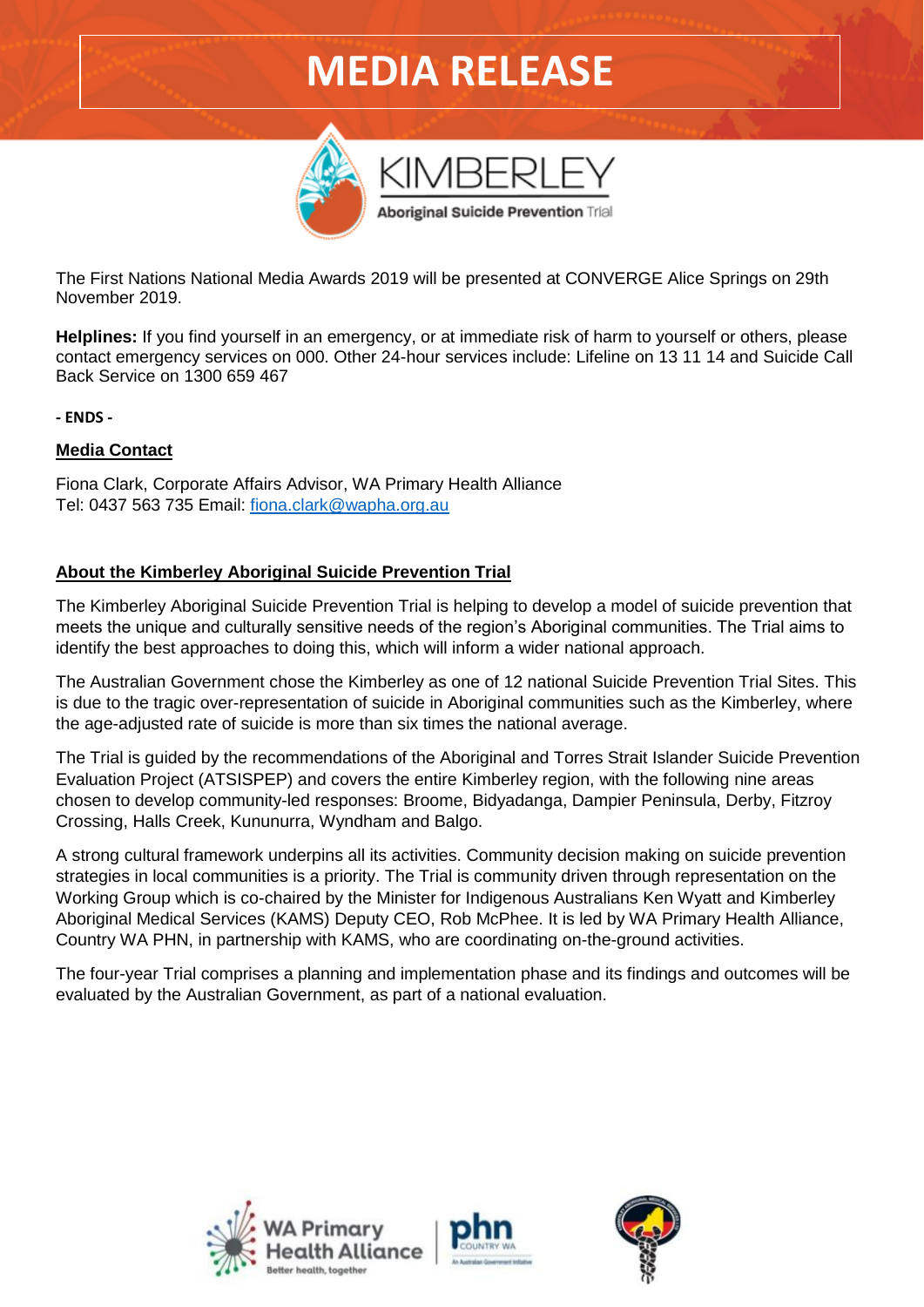# MEDIA RELEASE

KIMBERLEY
Aboriginal Suicide Prevention Trial

The First Nations National Media Awards 2019 will be presented at CONVERGE Alice Springs on 29th November 2019.

**Helplines:** If you find yourself in an emergency, or at immediate risk of harm to yourself or others, please contact emergency services on 000. Other 24-hour services include: Lifeline on 13 11 14 and Suicide Call Back Service on 1300 659 467

**- ENDS -**

**Media Contact**

Fiona Clark, Corporate Affairs Advisor, WA Primary Health Alliance
Tel: 0437 563 735 Email: fiona.clark@wapha.org.au

**About the Kimberley Aboriginal Suicide Prevention Trial**

The Kimberley Aboriginal Suicide Prevention Trial is helping to develop a model of suicide prevention that meets the unique and culturally sensitive needs of the region's Aboriginal communities. The Trial aims to identify the best approaches to doing this, which will inform a wider national approach.

The Australian Government chose the Kimberley as one of 12 national Suicide Prevention Trial Sites. This is due to the tragic over-representation of suicide in Aboriginal communities such as the Kimberley, where the age-adjusted rate of suicide is more than six times the national average.

The Trial is guided by the recommendations of the Aboriginal and Torres Strait Islander Suicide Prevention Evaluation Project (ATSISPEP) and covers the entire Kimberley region, with the following nine areas chosen to develop community-led responses: Broome, Bidyadanga, Dampier Peninsula, Derby, Fitzroy Crossing, Halls Creek, Kununurra, Wyndham and Balgo.

A strong cultural framework underpins all its activities. Community decision making on suicide prevention strategies in local communities is a priority. The Trial is community driven through representation on the Working Group which is co-chaired by the Minister for Indigenous Australians Ken Wyatt and Kimberley Aboriginal Medical Services (KAMS) Deputy CEO, Rob McPhee. It is led by WA Primary Health Alliance, Country WA PHN, in partnership with KAMS, who are coordinating on-the-ground activities.

The four-year Trial comprises a planning and implementation phase and its findings and outcomes will be evaluated by the Australian Government, as part of a national evaluation.

WA Primary Health Alliance
Better health, together

phn
COUNTRY WA
An Australian Government Initiative